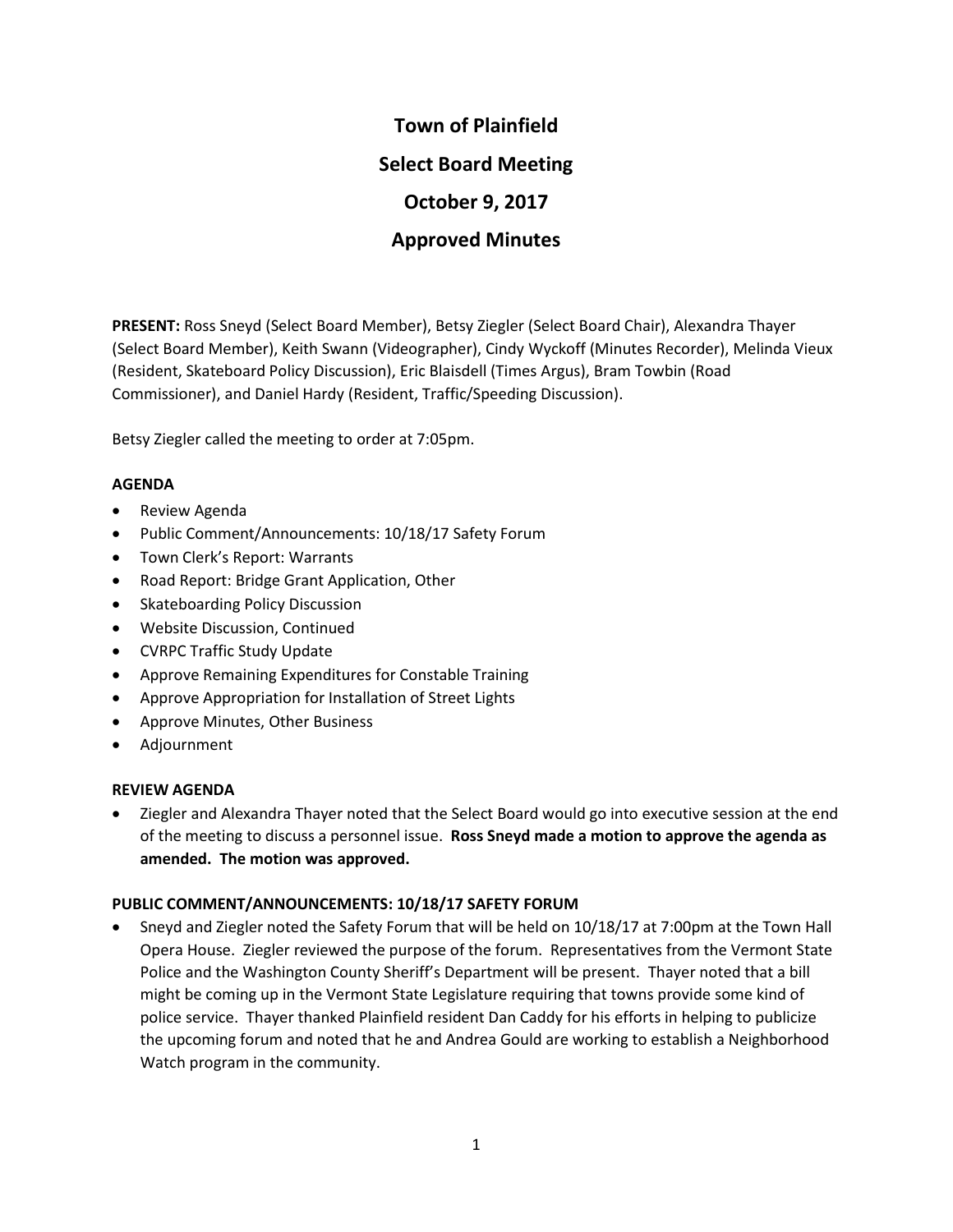# Town of Plainfield

## Select Board Meeting

## October 9, 2017

## Approved Minutes

**PRESENT:** Ross Sneyd (Select Board Member), Betsy Ziegler (Select Board Chair), Alexandra Thayer (Select Board Member), Keith Swann (Videographer), Cindy Wyckoff (Minutes Recorder), Melinda Vieux (Resident, Skateboard Policy Discussion), Eric Blaisdell (Times Argus), Bram Towbin (Road Commissioner), and Daniel Hardy (Resident, Traffic/Speeding Discussion).

Betsy Ziegler called the meeting to order at 7:05pm.

**AGENDA**

- Review Agenda
- Public Comment/Announcements: 10/18/17 Safety Forum
- Town Clerk's Report: Warrants
- Road Report: Bridge Grant Application, Other
- Skateboarding Policy Discussion
- Website Discussion, Continued
- CVRPC Traffic Study Update
- Approve Remaining Expenditures for Constable Training
- Approve Appropriation for Installation of Street Lights
- Approve Minutes, Other Business
- Adjournment

**REVIEW AGENDA**

- Ziegler and Alexandra Thayer noted that the Select Board would go into executive session at the end of the meeting to discuss a personnel issue. **Ross Sneyd made a motion to approve the agenda as amended. The motion was approved.**

**PUBLIC COMMENT/ANNOUNCEMENTS: 10/18/17 SAFETY FORUM**

- Sneyd and Ziegler noted the Safety Forum that will be held on 10/18/17 at 7:00pm at the Town Hall Opera House. Ziegler reviewed the purpose of the forum. Representatives from the Vermont State Police and the Washington County Sheriff's Department will be present. Thayer noted that a bill might be coming up in the Vermont State Legislature requiring that towns provide some kind of police service. Thayer thanked Plainfield resident Dan Caddy for his efforts in helping to publicize the upcoming forum and noted that he and Andrea Gould are working to establish a Neighborhood Watch program in the community.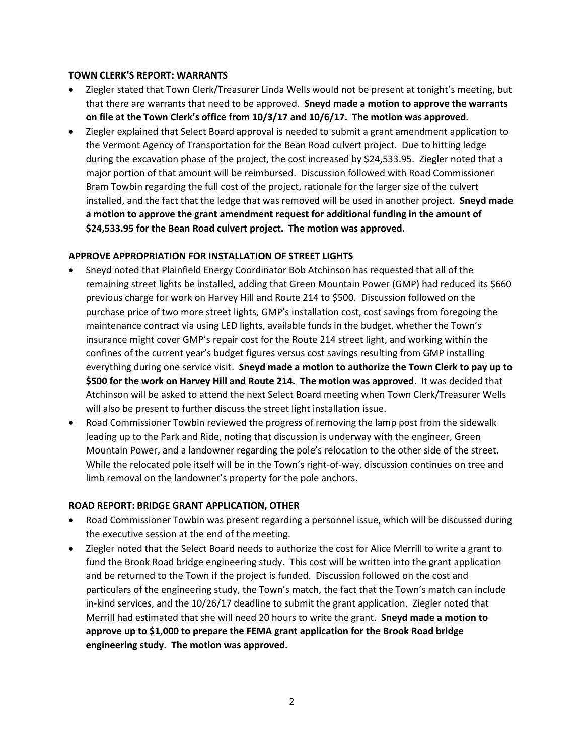**TOWN CLERK'S REPORT: WARRANTS**

- Ziegler stated that Town Clerk/Treasurer Linda Wells would not be present at tonight's meeting, but that there are warrants that need to be approved. **Sneyd made a motion to approve the warrants on file at the Town Clerk's office from 10/3/17 and 10/6/17. The motion was approved.**
- Ziegler explained that Select Board approval is needed to submit a grant amendment application to the Vermont Agency of Transportation for the Bean Road culvert project. Due to hitting ledge during the excavation phase of the project, the cost increased by $24,533.95. Ziegler noted that a major portion of that amount will be reimbursed. Discussion followed with Road Commissioner Bram Towbin regarding the full cost of the project, rationale for the larger size of the culvert installed, and the fact that the ledge that was removed will be used in another project. **Sneyd made a motion to approve the grant amendment request for additional funding in the amount of $24,533.95 for the Bean Road culvert project. The motion was approved.**

**APPROVE APPROPRIATION FOR INSTALLATION OF STREET LIGHTS**

- Sneyd noted that Plainfield Energy Coordinator Bob Atchinson has requested that all of the remaining street lights be installed, adding that Green Mountain Power (GMP) had reduced its $660 previous charge for work on Harvey Hill and Route 214 to $500. Discussion followed on the purchase price of two more street lights, GMP's installation cost, cost savings from foregoing the maintenance contract via using LED lights, available funds in the budget, whether the Town's insurance might cover GMP's repair cost for the Route 214 street light, and working within the confines of the current year's budget figures versus cost savings resulting from GMP installing everything during one service visit. **Sneyd made a motion to authorize the Town Clerk to pay up to $500 for the work on Harvey Hill and Route 214. The motion was approved**. It was decided that Atchinson will be asked to attend the next Select Board meeting when Town Clerk/Treasurer Wells will also be present to further discuss the street light installation issue.
- Road Commissioner Towbin reviewed the progress of removing the lamp post from the sidewalk leading up to the Park and Ride, noting that discussion is underway with the engineer, Green Mountain Power, and a landowner regarding the pole's relocation to the other side of the street. While the relocated pole itself will be in the Town's right-of-way, discussion continues on tree and limb removal on the landowner's property for the pole anchors.

**ROAD REPORT: BRIDGE GRANT APPLICATION, OTHER**

- Road Commissioner Towbin was present regarding a personnel issue, which will be discussed during the executive session at the end of the meeting.
- Ziegler noted that the Select Board needs to authorize the cost for Alice Merrill to write a grant to fund the Brook Road bridge engineering study. This cost will be written into the grant application and be returned to the Town if the project is funded. Discussion followed on the cost and particulars of the engineering study, the Town's match, the fact that the Town's match can include in-kind services, and the 10/26/17 deadline to submit the grant application. Ziegler noted that Merrill had estimated that she will need 20 hours to write the grant. **Sneyd made a motion to approve up to $1,000 to prepare the FEMA grant application for the Brook Road bridge engineering study. The motion was approved.**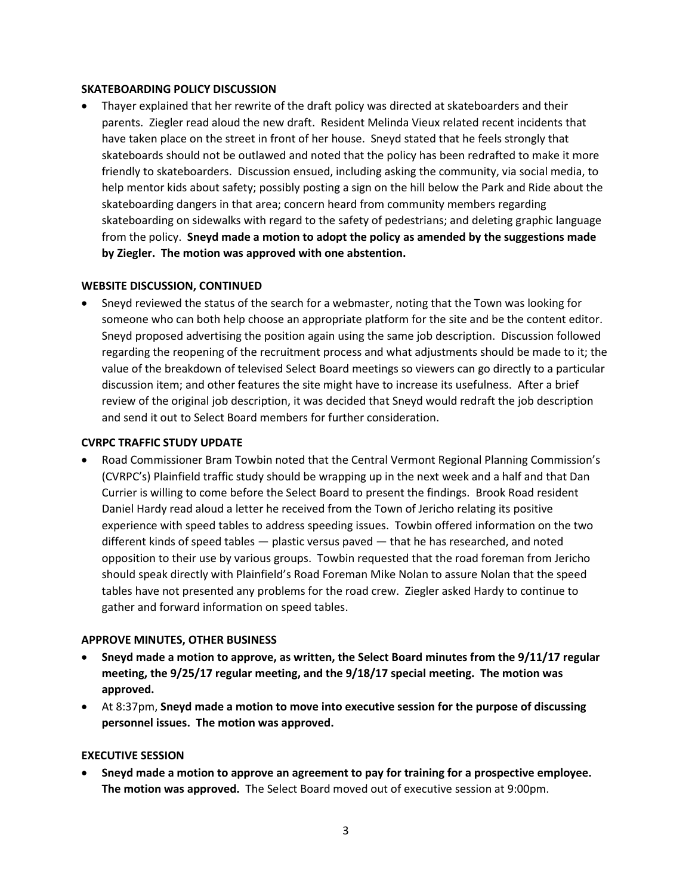**SKATEBOARDING POLICY DISCUSSION**

- Thayer explained that her rewrite of the draft policy was directed at skateboarders and their parents. Ziegler read aloud the new draft. Resident Melinda Vieux related recent incidents that have taken place on the street in front of her house. Sneyd stated that he feels strongly that skateboards should not be outlawed and noted that the policy has been redrafted to make it more friendly to skateboarders. Discussion ensued, including asking the community, via social media, to help mentor kids about safety; possibly posting a sign on the hill below the Park and Ride about the skateboarding dangers in that area; concern heard from community members regarding skateboarding on sidewalks with regard to the safety of pedestrians; and deleting graphic language from the policy. **Sneyd made a motion to adopt the policy as amended by the suggestions made by Ziegler. The motion was approved with one abstention.**

**WEBSITE DISCUSSION, CONTINUED**

- Sneyd reviewed the status of the search for a webmaster, noting that the Town was looking for someone who can both help choose an appropriate platform for the site and be the content editor. Sneyd proposed advertising the position again using the same job description. Discussion followed regarding the reopening of the recruitment process and what adjustments should be made to it; the value of the breakdown of televised Select Board meetings so viewers can go directly to a particular discussion item; and other features the site might have to increase its usefulness. After a brief review of the original job description, it was decided that Sneyd would redraft the job description and send it out to Select Board members for further consideration.

**CVRPC TRAFFIC STUDY UPDATE**

- Road Commissioner Bram Towbin noted that the Central Vermont Regional Planning Commission's (CVRPC's) Plainfield traffic study should be wrapping up in the next week and a half and that Dan Currier is willing to come before the Select Board to present the findings. Brook Road resident Daniel Hardy read aloud a letter he received from the Town of Jericho relating its positive experience with speed tables to address speeding issues. Towbin offered information on the two different kinds of speed tables — plastic versus paved — that he has researched, and noted opposition to their use by various groups. Towbin requested that the road foreman from Jericho should speak directly with Plainfield's Road Foreman Mike Nolan to assure Nolan that the speed tables have not presented any problems for the road crew. Ziegler asked Hardy to continue to gather and forward information on speed tables.

**APPROVE MINUTES, OTHER BUSINESS**

- **Sneyd made a motion to approve, as written, the Select Board minutes from the 9/11/17 regular meeting, the 9/25/17 regular meeting, and the 9/18/17 special meeting. The motion was approved.**
- At 8:37pm, **Sneyd made a motion to move into executive session for the purpose of discussing personnel issues. The motion was approved.**

**EXECUTIVE SESSION**

- **Sneyd made a motion to approve an agreement to pay for training for a prospective employee. The motion was approved.** The Select Board moved out of executive session at 9:00pm.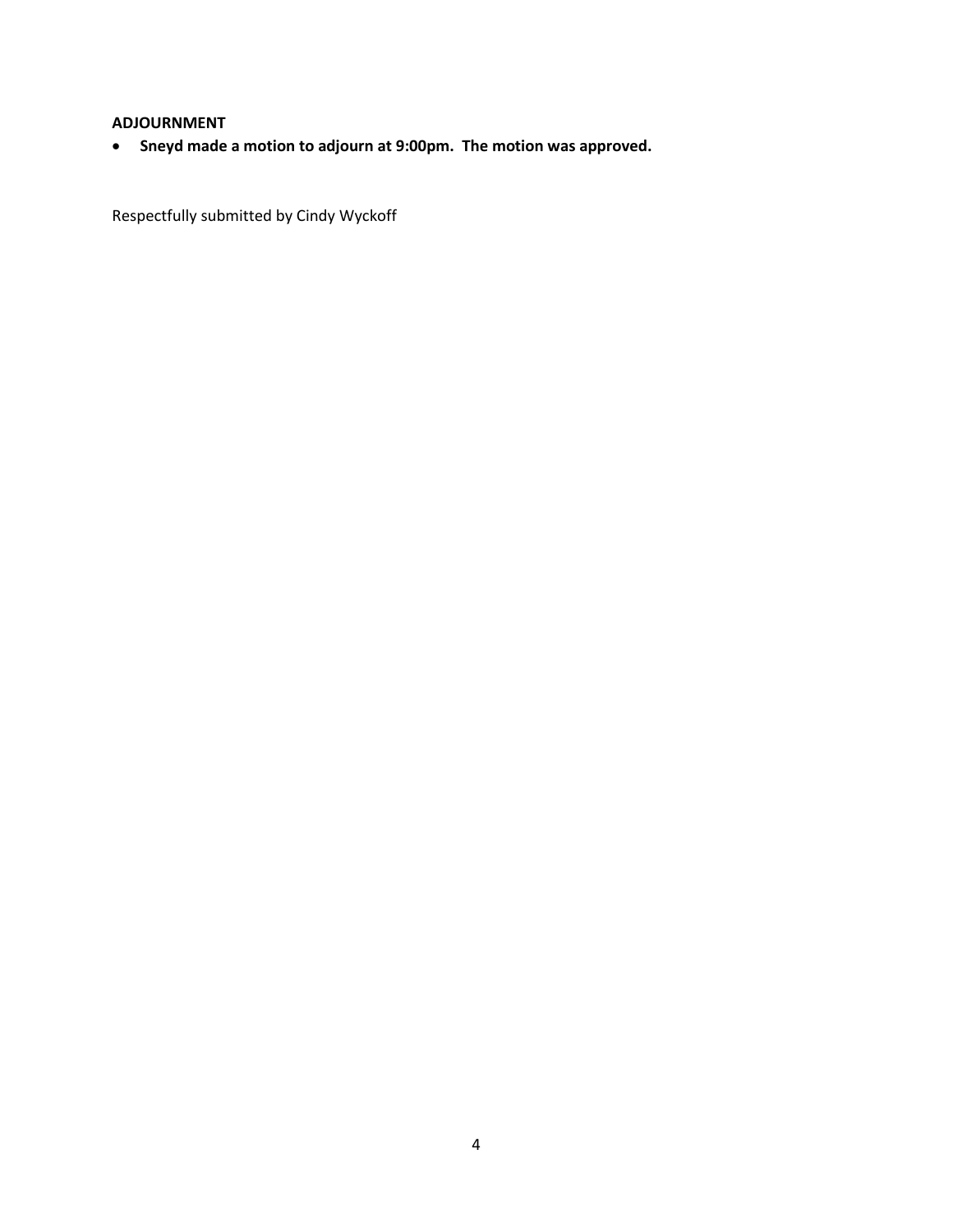**ADJOURNMENT**

- **Sneyd made a motion to adjourn at 9:00pm. The motion was approved.**

Respectfully submitted by Cindy Wyckoff